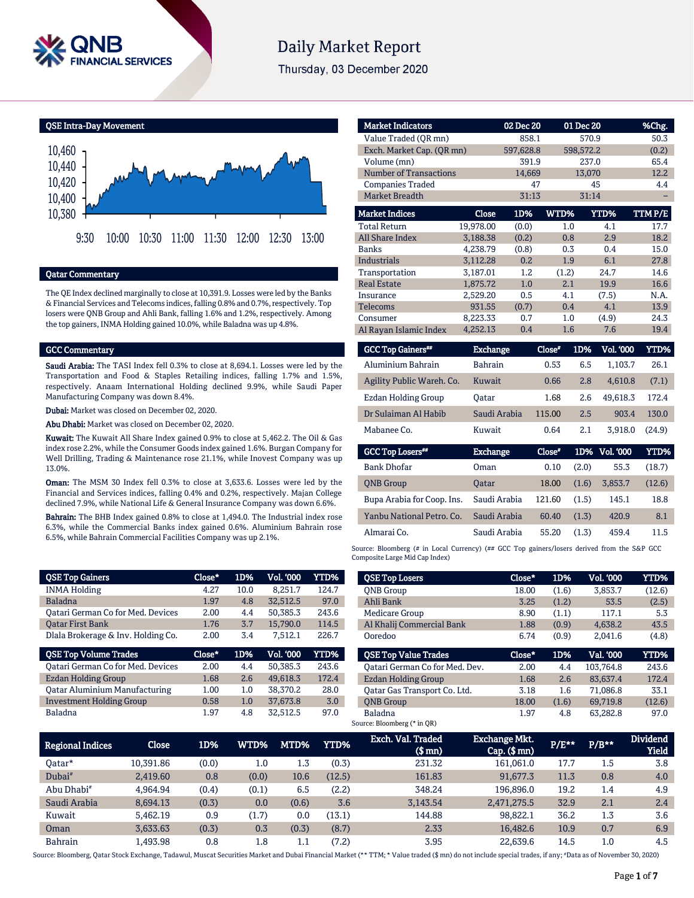# Daily Market Report

Thursday, 03 December 2020

## QSE Intra-Day Movement

## Qatar Commentary

The QE Index declined marginally to close at 10,391.9. Losses were led by the Banks & Financial Services and Telecoms indices, falling 0.8% and 0.7%, respectively. Top losers were QNB Group and Ahli Bank, falling 1.6% and 1.2%, respectively. Among the top gainers, INMA Holding gained 10.0%, while Baladna was up 4.8%.

## GCC Commentary

**Saudi Arabia:** The TASI Index fell 0.3% to close at 8,694.1. Losses were led by the Transportation and Food & Staples Retailing indices, falling 1.7% and 1.5%, respectively. Anaam International Holding declined 9.9%, while Saudi Paper Manufacturing Company was down 8.4%.

**Dubai:** Market was closed on December 02, 2020.

**Abu Dhabi:** Market was closed on December 02, 2020.

**Kuwait:** The Kuwait All Share Index gained 0.9% to close at 5,462.2. The Oil & Gas index rose 2.2%, while the Consumer Goods index gained 1.6%. Burgan Company for Well Drilling, Trading & Maintenance rose 21.1%, while Inovest Company was up 13.0%.

**Oman:** The MSM 30 Index fell 0.3% to close at 3,633.6. Losses were led by the Financial and Services indices, falling 0.4% and 0.2%, respectively. Majan College declined 7.9%, while National Life & General Insurance Company was down 6.6%.

**Bahrain:** The BHB Index gained 0.8% to close at 1,494.0. The Industrial index rose 6.3%, while the Commercial Banks index gained 0.6%. Aluminium Bahrain rose 6.5%, while Bahrain Commercial Facilities Company was up 2.1%.

| Market Indicators | 02 Dec 20 | 01 Dec 20 | %Chg. |
|---|---|---|---|
| Value Traded (QR mn) | 858.1 | 570.9 | 50.3 |
| Exch. Market Cap. (QR mn) | 597,628.8 | 598,572.2 | (0.2) |
| Volume (mn) | 391.9 | 237.0 | 65.4 |
| Number of Transactions | 14,669 | 13,070 | 12.2 |
| Companies Traded | 47 | 45 | 4.4 |
| Market Breadth | 31:13 | 31:14 | – |

| Market Indices | Close | 1D% | WTD% | YTD% | TTM P/E |
|---|---|---|---|---|---|
| Total Return | 19,978.00 | (0.0) | 1.0 | 4.1 | 17.7 |
| All Share Index | 3,188.38 | (0.2) | 0.8 | 2.9 | 18.2 |
| Banks | 4,238.79 | (0.8) | 0.3 | 0.4 | 15.0 |
| Industrials | 3,112.28 | 0.2 | 1.9 | 6.1 | 27.8 |
| Transportation | 3,187.01 | 1.2 | (1.2) | 24.7 | 14.6 |
| Real Estate | 1,875.72 | 1.0 | 2.1 | 19.9 | 16.6 |
| Insurance | 2,529.20 | 0.5 | 4.1 | (7.5) | N.A. |
| Telecoms | 931.55 | (0.7) | 0.4 | 4.1 | 13.9 |
| Consumer | 8,223.33 | 0.7 | 1.0 | (4.9) | 24.3 |
| Al Rayan Islamic Index | 4,252.13 | 0.4 | 1.6 | 7.6 | 19.4 |

| GCC Top Gainers## | Exchange | Close# | 1D% | Vol. '000 | YTD% |
|---|---|---|---|---|---|
| Aluminium Bahrain | Bahrain | 0.53 | 6.5 | 1,103.7 | 26.1 |
| Agility Public Wareh. Co. | Kuwait | 0.66 | 2.8 | 4,610.8 | (7.1) |
| Ezdan Holding Group | Qatar | 1.68 | 2.6 | 49,618.3 | 172.4 |
| Dr Sulaiman Al Habib | Saudi Arabia | 115.00 | 2.5 | 903.4 | 130.0 |
| Mabanee Co. | Kuwait | 0.64 | 2.1 | 3,918.0 | (24.9) |

| GCC Top Losers## | Exchange | Close# | 1D% | Vol. '000 | YTD% |
|---|---|---|---|---|---|
| Bank Dhofar | Oman | 0.10 | (2.0) | 55.3 | (18.7) |
| QNB Group | Qatar | 18.00 | (1.6) | 3,853.7 | (12.6) |
| Bupa Arabia for Coop. Ins. | Saudi Arabia | 121.60 | (1.5) | 145.1 | 18.8 |
| Yanbu National Petro. Co. | Saudi Arabia | 60.40 | (1.3) | 420.9 | 8.1 |
| Almarai Co. | Saudi Arabia | 55.20 | (1.3) | 459.4 | 11.5 |

Source: Bloomberg (# in Local Currency) (## GCC Top gainers/losers derived from the S&P GCC Composite Large Mid Cap Index)

| QSE Top Gainers | Close* | 1D% | Vol. '000 | YTD% |
|---|---|---|---|---|
| INMA Holding | 4.27 | 10.0 | 8,251.7 | 124.7 |
| Baladna | 1.97 | 4.8 | 32,512.5 | 97.0 |
| Qatari German Co for Med. Devices | 2.00 | 4.4 | 50,385.3 | 243.6 |
| Qatar First Bank | 1.76 | 3.7 | 15,790.0 | 114.5 |
| Dlala Brokerage & Inv. Holding Co. | 2.00 | 3.4 | 7,512.1 | 226.7 |

| QSE Top Losers | Close* | 1D% | Vol. '000 | YTD% |
|---|---|---|---|---|
| QNB Group | 18.00 | (1.6) | 3,853.7 | (12.6) |
| Ahli Bank | 3.25 | (1.2) | 53.5 | (2.5) |
| Medicare Group | 8.90 | (1.1) | 117.1 | 5.3 |
| Al Khalij Commercial Bank | 1.88 | (0.9) | 4,638.2 | 43.5 |
| Ooredoo | 6.74 | (0.9) | 2,041.6 | (4.8) |

| QSE Top Volume Trades | Close* | 1D% | Vol. '000 | YTD% |
|---|---|---|---|---|
| Qatari German Co for Med. Devices | 2.00 | 4.4 | 50,385.3 | 243.6 |
| Ezdan Holding Group | 1.68 | 2.6 | 49,618.3 | 172.4 |
| Qatar Aluminium Manufacturing | 1.00 | 1.0 | 38,370.2 | 28.0 |
| Investment Holding Group | 0.58 | 1.0 | 37,673.8 | 3.0 |
| Baladna | 1.97 | 4.8 | 32,512.5 | 97.0 |

| QSE Top Value Trades | Close* | 1D% | Val. '000 | YTD% |
|---|---|---|---|---|
| Qatari German Co for Med. Dev. | 2.00 | 4.4 | 103,764.8 | 243.6 |
| Ezdan Holding Group | 1.68 | 2.6 | 83,637.4 | 172.4 |
| Qatar Gas Transport Co. Ltd. | 3.18 | 1.6 | 71,086.8 | 33.1 |
| QNB Group | 18.00 | (1.6) | 69,719.8 | (12.6) |
| Baladna | 1.97 | 4.8 | 63,282.8 | 97.0 |

Source: Bloomberg (* in QR)

| Regional Indices | Close | 1D% | WTD% | MTD% | YTD% | Exch. Val. Traded ($ mn) | Exchange Mkt. Cap. ($ mn) | P/E** | P/B** | Dividend Yield |
|---|---|---|---|---|---|---|---|---|---|---|
| Qatar* | 10,391.86 | (0.0) | 1.0 | 1.3 | (0.3) | 231.32 | 161,061.0 | 17.7 | 1.5 | 3.8 |
| Dubai# | 2,419.60 | 0.8 | (0.0) | 10.6 | (12.5) | 161.83 | 91,677.3 | 11.3 | 0.8 | 4.0 |
| Abu Dhabi# | 4,964.94 | (0.4) | (0.1) | 6.5 | (2.2) | 348.24 | 196,896.0 | 19.2 | 1.4 | 4.9 |
| Saudi Arabia | 8,694.13 | (0.3) | 0.0 | (0.6) | 3.6 | 3,143.54 | 2,471,275.5 | 32.9 | 2.1 | 2.4 |
| Kuwait | 5,462.19 | 0.9 | (1.7) | 0.0 | (13.1) | 144.88 | 98,822.1 | 36.2 | 1.3 | 3.6 |
| Oman | 3,633.63 | (0.3) | 0.3 | (0.3) | (8.7) | 2.33 | 16,482.6 | 10.9 | 0.7 | 6.9 |
| Bahrain | 1,493.98 | 0.8 | 1.8 | 1.1 | (7.2) | 3.95 | 22,639.6 | 14.5 | 1.0 | 4.5 |

Source: Bloomberg, Qatar Stock Exchange, Tadawul, Muscat Securities Market and Dubai Financial Market (** TTM; * Value traded ($ mn) do not include special trades, if any; #Data as of November 30, 2020)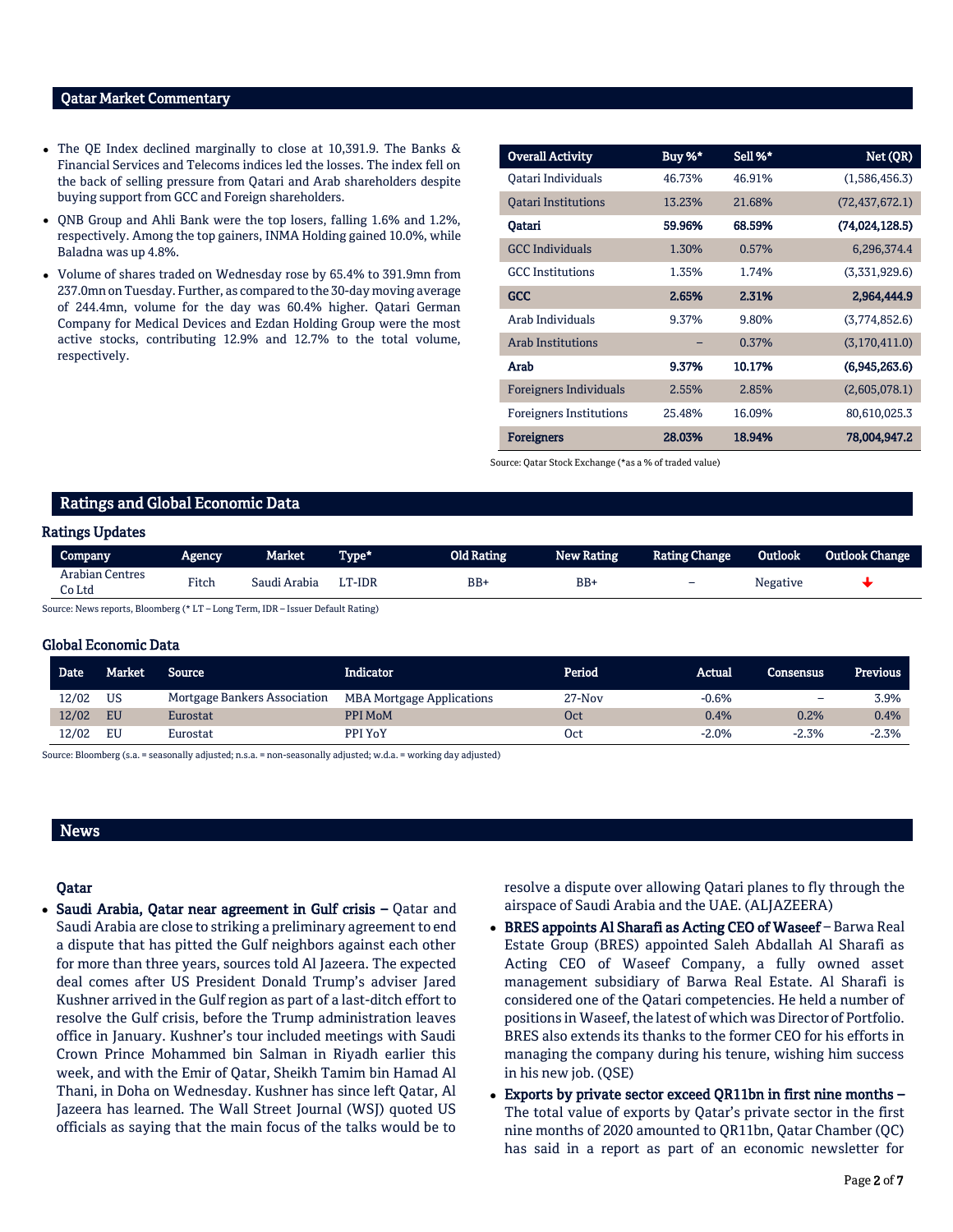## Qatar Market Commentary

- The QE Index declined marginally to close at 10,391.9. The Banks & Financial Services and Telecoms indices led the losses. The index fell on the back of selling pressure from Qatari and Arab shareholders despite buying support from GCC and Foreign shareholders.
- QNB Group and Ahli Bank were the top losers, falling 1.6% and 1.2%, respectively. Among the top gainers, INMA Holding gained 10.0%, while Baladna was up 4.8%.
- Volume of shares traded on Wednesday rose by 65.4% to 391.9mn from 237.0mn on Tuesday. Further, as compared to the 30-day moving average of 244.4mn, volume for the day was 60.4% higher. Qatari German Company for Medical Devices and Ezdan Holding Group were the most active stocks, contributing 12.9% and 12.7% to the total volume, respectively.

| Overall Activity | Buy %* | Sell %* | Net (QR) |
|---|---|---|---|
| Qatari Individuals | 46.73% | 46.91% | (1,586,456.3) |
| Qatari Institutions | 13.23% | 21.68% | (72,437,672.1) |
| **Qatari** | **59.96%** | **68.59%** | **(74,024,128.5)** |
| GCC Individuals | 1.30% | 0.57% | 6,296,374.4 |
| GCC Institutions | 1.35% | 1.74% | (3,331,929.6) |
| **GCC** | **2.65%** | **2.31%** | **2,964,444.9** |
| Arab Individuals | 9.37% | 9.80% | (3,774,852.6) |
| Arab Institutions | – | 0.37% | (3,170,411.0) |
| **Arab** | **9.37%** | **10.17%** | **(6,945,263.6)** |
| Foreigners Individuals | 2.55% | 2.85% | (2,605,078.1) |
| Foreigners Institutions | 25.48% | 16.09% | 80,610,025.3 |
| **Foreigners** | **28.03%** | **18.94%** | **78,004,947.2** |

Source: Qatar Stock Exchange (*as a % of traded value)

## Ratings and Global Economic Data

### Ratings Updates

| Company | Agency | Market | Type* | Old Rating | New Rating | Rating Change | Outlook | Outlook Change |
|---|---|---|---|---|---|---|---|---|
| Arabian Centres Co Ltd | Fitch | Saudi Arabia | LT-IDR | BB+ | BB+ | – | Negative | ↓ |

Source: News reports, Bloomberg (* LT – Long Term, IDR – Issuer Default Rating)

### Global Economic Data

| Date | Market | Source | Indicator | Period | Actual | Consensus | Previous |
|---|---|---|---|---|---|---|---|
| 12/02 | US | Mortgage Bankers Association | MBA Mortgage Applications | 27-Nov | -0.6% | – | 3.9% |
| 12/02 | EU | Eurostat | PPI MoM | Oct | 0.4% | 0.2% | 0.4% |
| 12/02 | EU | Eurostat | PPI YoY | Oct | -2.0% | -2.3% | -2.3% |

Source: Bloomberg (s.a. = seasonally adjusted; n.s.a. = non-seasonally adjusted; w.d.a. = working day adjusted)

## News

### Qatar

- **Saudi Arabia, Qatar near agreement in Gulf crisis –** Qatar and Saudi Arabia are close to striking a preliminary agreement to end a dispute that has pitted the Gulf neighbors against each other for more than three years, sources told Al Jazeera. The expected deal comes after US President Donald Trump's adviser Jared Kushner arrived in the Gulf region as part of a last-ditch effort to resolve the Gulf crisis, before the Trump administration leaves office in January. Kushner's tour included meetings with Saudi Crown Prince Mohammed bin Salman in Riyadh earlier this week, and with the Emir of Qatar, Sheikh Tamim bin Hamad Al Thani, in Doha on Wednesday. Kushner has since left Qatar, Al Jazeera has learned. The Wall Street Journal (WSJ) quoted US officials as saying that the main focus of the talks would be to resolve a dispute over allowing Qatari planes to fly through the airspace of Saudi Arabia and the UAE. (ALJAZEERA)
- **BRES appoints Al Sharafi as Acting CEO of Waseef –** Barwa Real Estate Group (BRES) appointed Saleh Abdallah Al Sharafi as Acting CEO of Waseef Company, a fully owned asset management subsidiary of Barwa Real Estate. Al Sharafi is considered one of the Qatari competencies. He held a number of positions in Waseef, the latest of which was Director of Portfolio. BRES also extends its thanks to the former CEO for his efforts in managing the company during his tenure, wishing him success in his new job. (QSE)
- **Exports by private sector exceed QR11bn in first nine months –** The total value of exports by Qatar's private sector in the first nine months of 2020 amounted to QR11bn, Qatar Chamber (QC) has said in a report as part of an economic newsletter for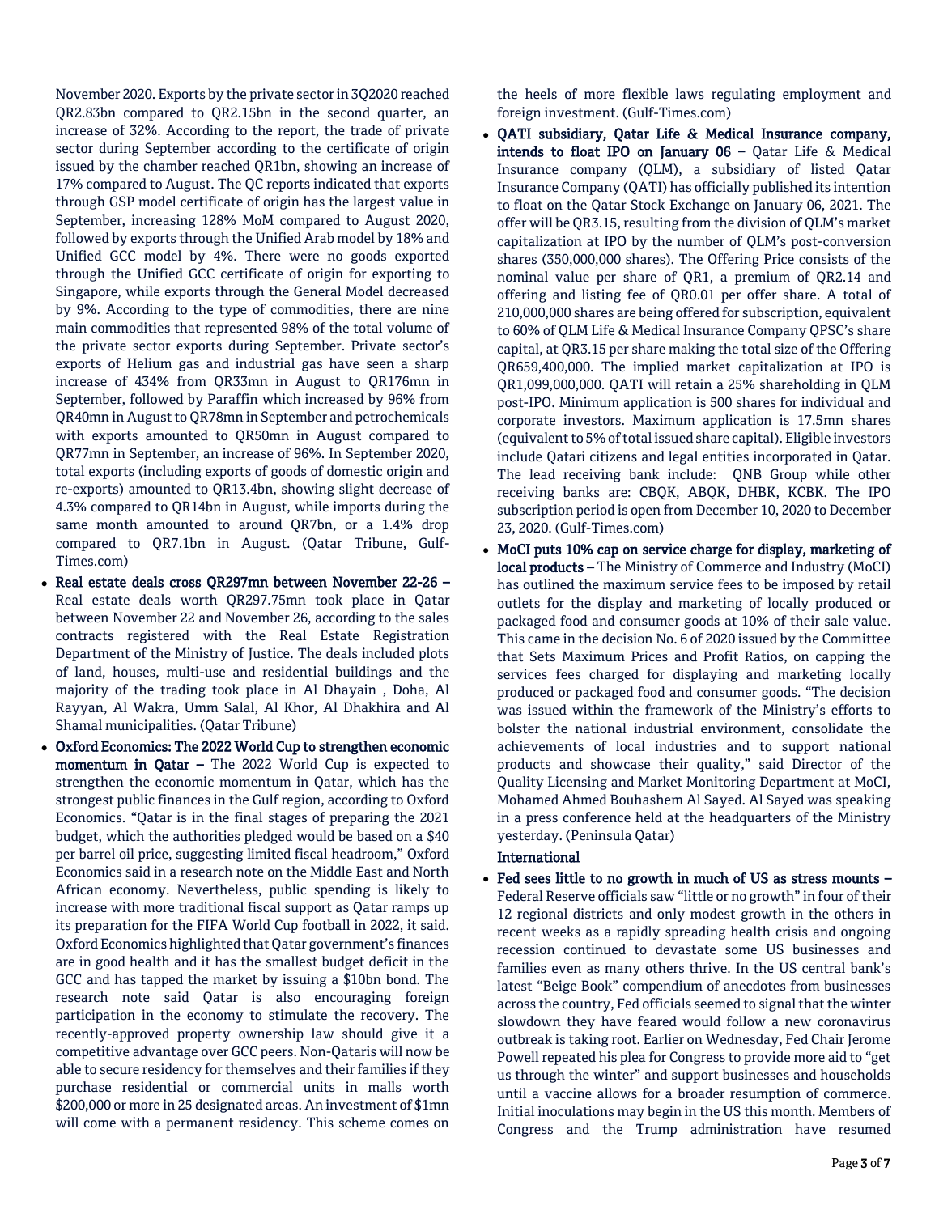November 2020. Exports by the private sector in 3Q2020 reached QR2.83bn compared to QR2.15bn in the second quarter, an increase of 32%. According to the report, the trade of private sector during September according to the certificate of origin issued by the chamber reached QR1bn, showing an increase of 17% compared to August. The QC reports indicated that exports through GSP model certificate of origin has the largest value in September, increasing 128% MoM compared to August 2020, followed by exports through the Unified Arab model by 18% and Unified GCC model by 4%. There were no goods exported through the Unified GCC certificate of origin for exporting to Singapore, while exports through the General Model decreased by 9%. According to the type of commodities, there are nine main commodities that represented 98% of the total volume of the private sector exports during September. Private sector's exports of Helium gas and industrial gas have seen a sharp increase of 434% from QR33mn in August to QR176mn in September, followed by Paraffin which increased by 96% from QR40mn in August to QR78mn in September and petrochemicals with exports amounted to QR50mn in August compared to QR77mn in September, an increase of 96%. In September 2020, total exports (including exports of goods of domestic origin and re-exports) amounted to QR13.4bn, showing slight decrease of 4.3% compared to QR14bn in August, while imports during the same month amounted to around QR7bn, or a 1.4% drop compared to QR7.1bn in August. (Qatar Tribune, Gulf-Times.com)

- **Real estate deals cross QR297mn between November 22-26 –** Real estate deals worth QR297.75mn took place in Qatar between November 22 and November 26, according to the sales contracts registered with the Real Estate Registration Department of the Ministry of Justice. The deals included plots of land, houses, multi-use and residential buildings and the majority of the trading took place in Al Dhayain , Doha, Al Rayyan, Al Wakra, Umm Salal, Al Khor, Al Dhakhira and Al Shamal municipalities. (Qatar Tribune)
- **Oxford Economics: The 2022 World Cup to strengthen economic momentum in Qatar –** The 2022 World Cup is expected to strengthen the economic momentum in Qatar, which has the strongest public finances in the Gulf region, according to Oxford Economics. "Qatar is in the final stages of preparing the 2021 budget, which the authorities pledged would be based on a $40 per barrel oil price, suggesting limited fiscal headroom," Oxford Economics said in a research note on the Middle East and North African economy. Nevertheless, public spending is likely to increase with more traditional fiscal support as Qatar ramps up its preparation for the FIFA World Cup football in 2022, it said. Oxford Economics highlighted that Qatar government's finances are in good health and it has the smallest budget deficit in the GCC and has tapped the market by issuing a $10bn bond. The research note said Qatar is also encouraging foreign participation in the economy to stimulate the recovery. The recently-approved property ownership law should give it a competitive advantage over GCC peers. Non-Qataris will now be able to secure residency for themselves and their families if they purchase residential or commercial units in malls worth $200,000 or more in 25 designated areas. An investment of $1mn will come with a permanent residency. This scheme comes on the heels of more flexible laws regulating employment and foreign investment. (Gulf-Times.com)
- **QATI subsidiary, Qatar Life & Medical Insurance company, intends to float IPO on January 06 –** Qatar Life & Medical Insurance company (QLM), a subsidiary of listed Qatar Insurance Company (QATI) has officially published its intention to float on the Qatar Stock Exchange on January 06, 2021. The offer will be QR3.15, resulting from the division of QLM's market capitalization at IPO by the number of QLM's post-conversion shares (350,000,000 shares). The Offering Price consists of the nominal value per share of QR1, a premium of QR2.14 and offering and listing fee of QR0.01 per offer share. A total of 210,000,000 shares are being offered for subscription, equivalent to 60% of QLM Life & Medical Insurance Company QPSC's share capital, at QR3.15 per share making the total size of the Offering QR659,400,000. The implied market capitalization at IPO is QR1,099,000,000. QATI will retain a 25% shareholding in QLM post-IPO. Minimum application is 500 shares for individual and corporate investors. Maximum application is 17.5mn shares (equivalent to 5% of total issued share capital). Eligible investors include Qatari citizens and legal entities incorporated in Qatar. The lead receiving bank include: QNB Group while other receiving banks are: CBQK, ABQK, DHBK, KCBK. The IPO subscription period is open from December 10, 2020 to December 23, 2020. (Gulf-Times.com)
- **MoCI puts 10% cap on service charge for display, marketing of local products –** The Ministry of Commerce and Industry (MoCI) has outlined the maximum service fees to be imposed by retail outlets for the display and marketing of locally produced or packaged food and consumer goods at 10% of their sale value. This came in the decision No. 6 of 2020 issued by the Committee that Sets Maximum Prices and Profit Ratios, on capping the services fees charged for displaying and marketing locally produced or packaged food and consumer goods. "The decision was issued within the framework of the Ministry's efforts to bolster the national industrial environment, consolidate the achievements of local industries and to support national products and showcase their quality," said Director of the Quality Licensing and Market Monitoring Department at MoCI, Mohamed Ahmed Bouhashem Al Sayed. Al Sayed was speaking in a press conference held at the headquarters of the Ministry yesterday. (Peninsula Qatar)

### International

- **Fed sees little to no growth in much of US as stress mounts –** Federal Reserve officials saw "little or no growth" in four of their 12 regional districts and only modest growth in the others in recent weeks as a rapidly spreading health crisis and ongoing recession continued to devastate some US businesses and families even as many others thrive. In the US central bank's latest "Beige Book" compendium of anecdotes from businesses across the country, Fed officials seemed to signal that the winter slowdown they have feared would follow a new coronavirus outbreak is taking root. Earlier on Wednesday, Fed Chair Jerome Powell repeated his plea for Congress to provide more aid to "get us through the winter" and support businesses and households until a vaccine allows for a broader resumption of commerce. Initial inoculations may begin in the US this month. Members of Congress and the Trump administration have resumed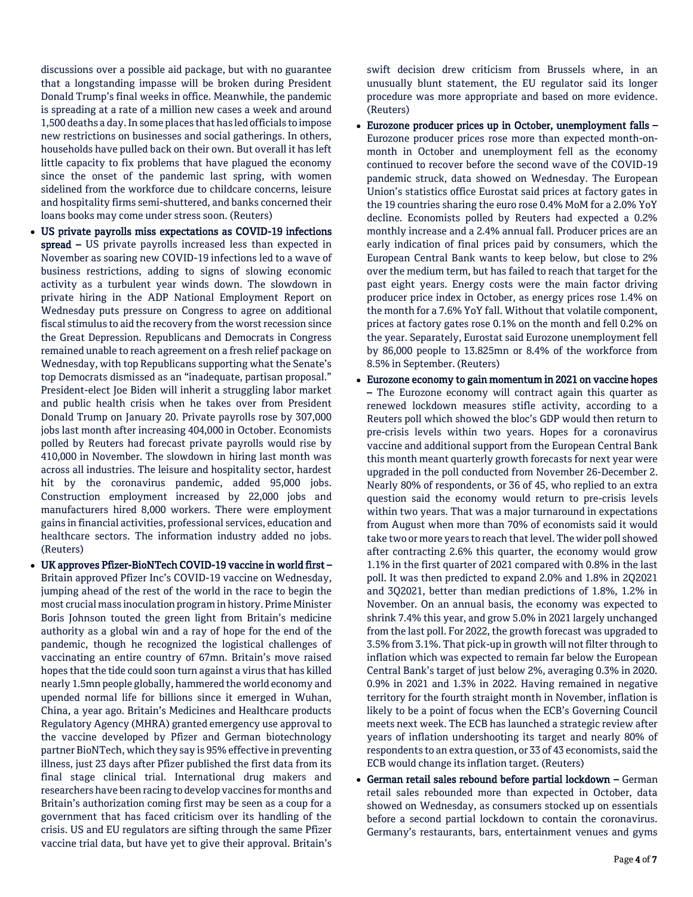discussions over a possible aid package, but with no guarantee that a longstanding impasse will be broken during President Donald Trump's final weeks in office. Meanwhile, the pandemic is spreading at a rate of a million new cases a week and around 1,500 deaths a day. In some places that has led officials to impose new restrictions on businesses and social gatherings. In others, households have pulled back on their own. But overall it has left little capacity to fix problems that have plagued the economy since the onset of the pandemic last spring, with women sidelined from the workforce due to childcare concerns, leisure and hospitality firms semi-shuttered, and banks concerned their loans books may come under stress soon. (Reuters)

- **US private payrolls miss expectations as COVID-19 infections spread –** US private payrolls increased less than expected in November as soaring new COVID-19 infections led to a wave of business restrictions, adding to signs of slowing economic activity as a turbulent year winds down. The slowdown in private hiring in the ADP National Employment Report on Wednesday puts pressure on Congress to agree on additional fiscal stimulus to aid the recovery from the worst recession since the Great Depression. Republicans and Democrats in Congress remained unable to reach agreement on a fresh relief package on Wednesday, with top Republicans supporting what the Senate's top Democrats dismissed as an "inadequate, partisan proposal." President-elect Joe Biden will inherit a struggling labor market and public health crisis when he takes over from President Donald Trump on January 20. Private payrolls rose by 307,000 jobs last month after increasing 404,000 in October. Economists polled by Reuters had forecast private payrolls would rise by 410,000 in November. The slowdown in hiring last month was across all industries. The leisure and hospitality sector, hardest hit by the coronavirus pandemic, added 95,000 jobs. Construction employment increased by 22,000 jobs and manufacturers hired 8,000 workers. There were employment gains in financial activities, professional services, education and healthcare sectors. The information industry added no jobs. (Reuters)
- **UK approves Pfizer-BioNTech COVID-19 vaccine in world first –** Britain approved Pfizer Inc's COVID-19 vaccine on Wednesday, jumping ahead of the rest of the world in the race to begin the most crucial mass inoculation program in history. Prime Minister Boris Johnson touted the green light from Britain's medicine authority as a global win and a ray of hope for the end of the pandemic, though he recognized the logistical challenges of vaccinating an entire country of 67mn. Britain's move raised hopes that the tide could soon turn against a virus that has killed nearly 1.5mn people globally, hammered the world economy and upended normal life for billions since it emerged in Wuhan, China, a year ago. Britain's Medicines and Healthcare products Regulatory Agency (MHRA) granted emergency use approval to the vaccine developed by Pfizer and German biotechnology partner BioNTech, which they say is 95% effective in preventing illness, just 23 days after Pfizer published the first data from its final stage clinical trial. International drug makers and researchers have been racing to develop vaccines for months and Britain's authorization coming first may be seen as a coup for a government that has faced criticism over its handling of the crisis. US and EU regulators are sifting through the same Pfizer vaccine trial data, but have yet to give their approval. Britain's swift decision drew criticism from Brussels where, in an unusually blunt statement, the EU regulator said its longer procedure was more appropriate and based on more evidence. (Reuters)
- **Eurozone producer prices up in October, unemployment falls –** Eurozone producer prices rose more than expected month-on-month in October and unemployment fell as the economy continued to recover before the second wave of the COVID-19 pandemic struck, data showed on Wednesday. The European Union's statistics office Eurostat said prices at factory gates in the 19 countries sharing the euro rose 0.4% MoM for a 2.0% YoY decline. Economists polled by Reuters had expected a 0.2% monthly increase and a 2.4% annual fall. Producer prices are an early indication of final prices paid by consumers, which the European Central Bank wants to keep below, but close to 2% over the medium term, but has failed to reach that target for the past eight years. Energy costs were the main factor driving producer price index in October, as energy prices rose 1.4% on the month for a 7.6% YoY fall. Without that volatile component, prices at factory gates rose 0.1% on the month and fell 0.2% on the year. Separately, Eurostat said Eurozone unemployment fell by 86,000 people to 13.825mn or 8.4% of the workforce from 8.5% in September. (Reuters)
- **Eurozone economy to gain momentum in 2021 on vaccine hopes –** The Eurozone economy will contract again this quarter as renewed lockdown measures stifle activity, according to a Reuters poll which showed the bloc's GDP would then return to pre-crisis levels within two years. Hopes for a coronavirus vaccine and additional support from the European Central Bank this month meant quarterly growth forecasts for next year were upgraded in the poll conducted from November 26-December 2. Nearly 80% of respondents, or 36 of 45, who replied to an extra question said the economy would return to pre-crisis levels within two years. That was a major turnaround in expectations from August when more than 70% of economists said it would take two or more years to reach that level. The wider poll showed after contracting 2.6% this quarter, the economy would grow 1.1% in the first quarter of 2021 compared with 0.8% in the last poll. It was then predicted to expand 2.0% and 1.8% in 2Q2021 and 3Q2021, better than median predictions of 1.8%, 1.2% in November. On an annual basis, the economy was expected to shrink 7.4% this year, and grow 5.0% in 2021 largely unchanged from the last poll. For 2022, the growth forecast was upgraded to 3.5% from 3.1%. That pick-up in growth will not filter through to inflation which was expected to remain far below the European Central Bank's target of just below 2%, averaging 0.3% in 2020. 0.9% in 2021 and 1.3% in 2022. Having remained in negative territory for the fourth straight month in November, inflation is likely to be a point of focus when the ECB's Governing Council meets next week. The ECB has launched a strategic review after years of inflation undershooting its target and nearly 80% of respondents to an extra question, or 33 of 43 economists, said the ECB would change its inflation target. (Reuters)
- **German retail sales rebound before partial lockdown –** German retail sales rebounded more than expected in October, data showed on Wednesday, as consumers stocked up on essentials before a second partial lockdown to contain the coronavirus. Germany's restaurants, bars, entertainment venues and gyms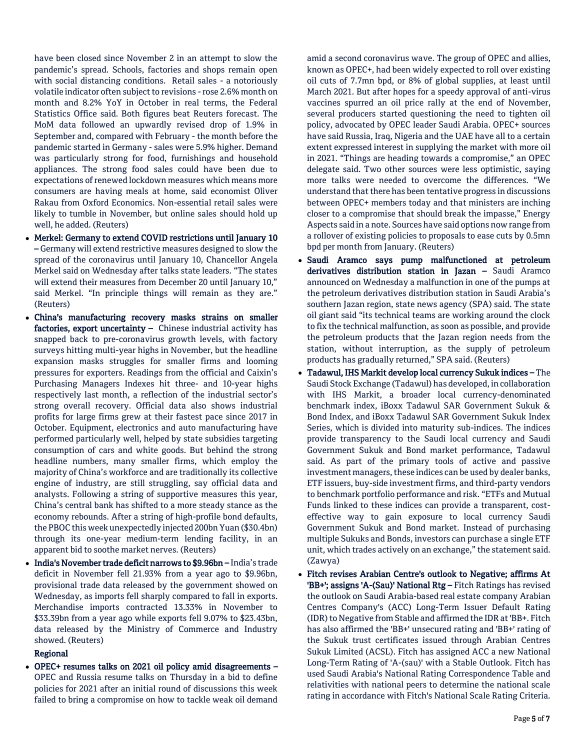have been closed since November 2 in an attempt to slow the pandemic's spread. Schools, factories and shops remain open with social distancing conditions. Retail sales - a notoriously volatile indicator often subject to revisions - rose 2.6% month on month and 8.2% YoY in October in real terms, the Federal Statistics Office said. Both figures beat Reuters forecast. The MoM data followed an upwardly revised drop of 1.9% in September and, compared with February - the month before the pandemic started in Germany - sales were 5.9% higher. Demand was particularly strong for food, furnishings and household appliances. The strong food sales could have been due to expectations of renewed lockdown measures which means more consumers are having meals at home, said economist Oliver Rakau from Oxford Economics. Non-essential retail sales were likely to tumble in November, but online sales should hold up well, he added. (Reuters)

- **Merkel: Germany to extend COVID restrictions until January 10 –** Germany will extend restrictive measures designed to slow the spread of the coronavirus until January 10, Chancellor Angela Merkel said on Wednesday after talks state leaders. "The states will extend their measures from December 20 until January 10," said Merkel. "In principle things will remain as they are." (Reuters)
- **China's manufacturing recovery masks strains on smaller factories, export uncertainty –** Chinese industrial activity has snapped back to pre-coronavirus growth levels, with factory surveys hitting multi-year highs in November, but the headline expansion masks struggles for smaller firms and looming pressures for exporters. Readings from the official and Caixin's Purchasing Managers Indexes hit three- and 10-year highs respectively last month, a reflection of the industrial sector's strong overall recovery. Official data also shows industrial profits for large firms grew at their fastest pace since 2017 in October. Equipment, electronics and auto manufacturing have performed particularly well, helped by state subsidies targeting consumption of cars and white goods. But behind the strong headline numbers, many smaller firms, which employ the majority of China's workforce and are traditionally its collective engine of industry, are still struggling, say official data and analysts. Following a string of supportive measures this year, China's central bank has shifted to a more steady stance as the economy rebounds. After a string of high-profile bond defaults, the PBOC this week unexpectedly injected 200bn Yuan ($30.4bn) through its one-year medium-term lending facility, in an apparent bid to soothe market nerves. (Reuters)
- **India's November trade deficit narrows to $9.96bn –** India's trade deficit in November fell 21.93% from a year ago to $9.96bn, provisional trade data released by the government showed on Wednesday, as imports fell sharply compared to fall in exports. Merchandise imports contracted 13.33% in November to $33.39bn from a year ago while exports fell 9.07% to $23.43bn, data released by the Ministry of Commerce and Industry showed. (Reuters)

**Regional**

- **OPEC+ resumes talks on 2021 oil policy amid disagreements –** OPEC and Russia resume talks on Thursday in a bid to define policies for 2021 after an initial round of discussions this week failed to bring a compromise on how to tackle weak oil demand amid a second coronavirus wave. The group of OPEC and allies, known as OPEC+, had been widely expected to roll over existing oil cuts of 7.7mn bpd, or 8% of global supplies, at least until March 2021. But after hopes for a speedy approval of anti-virus vaccines spurred an oil price rally at the end of November, several producers started questioning the need to tighten oil policy, advocated by OPEC leader Saudi Arabia. OPEC+ sources have said Russia, Iraq, Nigeria and the UAE have all to a certain extent expressed interest in supplying the market with more oil in 2021. "Things are heading towards a compromise," an OPEC delegate said. Two other sources were less optimistic, saying more talks were needed to overcome the differences. "We understand that there has been tentative progress in discussions between OPEC+ members today and that ministers are inching closer to a compromise that should break the impasse," Energy Aspects said in a note. Sources have said options now range from a rollover of existing policies to proposals to ease cuts by 0.5mn bpd per month from January. (Reuters)
- **Saudi Aramco says pump malfunctioned at petroleum derivatives distribution station in Jazan –** Saudi Aramco announced on Wednesday a malfunction in one of the pumps at the petroleum derivatives distribution station in Saudi Arabia's southern Jazan region, state news agency (SPA) said. The state oil giant said "its technical teams are working around the clock to fix the technical malfunction, as soon as possible, and provide the petroleum products that the Jazan region needs from the station, without interruption, as the supply of petroleum products has gradually returned," SPA said. (Reuters)
- **Tadawul, IHS Markit develop local currency Sukuk indices –** The Saudi Stock Exchange (Tadawul) has developed, in collaboration with IHS Markit, a broader local currency-denominated benchmark index, iBoxx Tadawul SAR Government Sukuk & Bond Index, and iBoxx Tadawul SAR Government Sukuk Index Series, which is divided into maturity sub-indices. The indices provide transparency to the Saudi local currency and Saudi Government Sukuk and Bond market performance, Tadawul said. As part of the primary tools of active and passive investment managers, these indices can be used by dealer banks, ETF issuers, buy-side investment firms, and third-party vendors to benchmark portfolio performance and risk. "ETFs and Mutual Funds linked to these indices can provide a transparent, cost-effective way to gain exposure to local currency Saudi Government Sukuk and Bond market. Instead of purchasing multiple Sukuks and Bonds, investors can purchase a single ETF unit, which trades actively on an exchange," the statement said. (Zawya)
- **Fitch revises Arabian Centre's outlook to Negative; affirms At 'BB+'; assigns 'A-(Sau)' National Rtg –** Fitch Ratings has revised the outlook on Saudi Arabia-based real estate company Arabian Centres Company's (ACC) Long-Term Issuer Default Rating (IDR) to Negative from Stable and affirmed the IDR at 'BB+'. Fitch has also affirmed the 'BB+' unsecured rating and 'BB+' rating of the Sukuk trust certificates issued through Arabian Centres Sukuk Limited (ACSL). Fitch has assigned ACC a new National Long-Term Rating of 'A-(sau)' with a Stable Outlook. Fitch has used Saudi Arabia's National Rating Correspondence Table and relativities with national peers to determine the national scale rating in accordance with Fitch's National Scale Rating Criteria.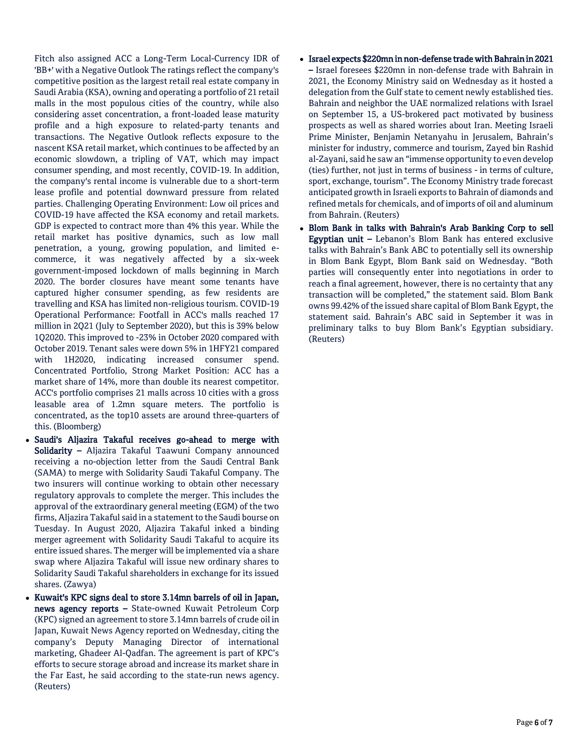Fitch also assigned ACC a Long-Term Local-Currency IDR of 'BB+' with a Negative Outlook The ratings reflect the company's competitive position as the largest retail real estate company in Saudi Arabia (KSA), owning and operating a portfolio of 21 retail malls in the most populous cities of the country, while also considering asset concentration, a front-loaded lease maturity profile and a high exposure to related-party tenants and transactions. The Negative Outlook reflects exposure to the nascent KSA retail market, which continues to be affected by an economic slowdown, a tripling of VAT, which may impact consumer spending, and most recently, COVID-19. In addition, the company's rental income is vulnerable due to a short-term lease profile and potential downward pressure from related parties. Challenging Operating Environment: Low oil prices and COVID-19 have affected the KSA economy and retail markets. GDP is expected to contract more than 4% this year. While the retail market has positive dynamics, such as low mall penetration, a young, growing population, and limited e-commerce, it was negatively affected by a six-week government-imposed lockdown of malls beginning in March 2020. The border closures have meant some tenants have captured higher consumer spending, as few residents are travelling and KSA has limited non-religious tourism. COVID-19 Operational Performance: Footfall in ACC's malls reached 17 million in 2Q21 (July to September 2020), but this is 39% below 1Q2020. This improved to -23% in October 2020 compared with October 2019. Tenant sales were down 5% in 1HFY21 compared with 1H2020, indicating increased consumer spend. Concentrated Portfolio, Strong Market Position: ACC has a market share of 14%, more than double its nearest competitor. ACC's portfolio comprises 21 malls across 10 cities with a gross leasable area of 1.2mn square meters. The portfolio is concentrated, as the top10 assets are around three-quarters of this. (Bloomberg)

- **Saudi's Aljazira Takaful receives go-ahead to merge with Solidarity –** Aljazira Takaful Taawuni Company announced receiving a no-objection letter from the Saudi Central Bank (SAMA) to merge with Solidarity Saudi Takaful Company. The two insurers will continue working to obtain other necessary regulatory approvals to complete the merger. This includes the approval of the extraordinary general meeting (EGM) of the two firms, Aljazira Takaful said in a statement to the Saudi bourse on Tuesday. In August 2020, Aljazira Takaful inked a binding merger agreement with Solidarity Saudi Takaful to acquire its entire issued shares. The merger will be implemented via a share swap where Aljazira Takaful will issue new ordinary shares to Solidarity Saudi Takaful shareholders in exchange for its issued shares. (Zawya)
- **Kuwait's KPC signs deal to store 3.14mn barrels of oil in Japan, news agency reports –** State-owned Kuwait Petroleum Corp (KPC) signed an agreement to store 3.14mn barrels of crude oil in Japan, Kuwait News Agency reported on Wednesday, citing the company's Deputy Managing Director of international marketing, Ghadeer Al-Qadfan. The agreement is part of KPC's efforts to secure storage abroad and increase its market share in the Far East, he said according to the state-run news agency. (Reuters)
- **Israel expects $220mn in non-defense trade with Bahrain in 2021 –** Israel foresees $220mn in non-defense trade with Bahrain in 2021, the Economy Ministry said on Wednesday as it hosted a delegation from the Gulf state to cement newly established ties. Bahrain and neighbor the UAE normalized relations with Israel on September 15, a US-brokered pact motivated by business prospects as well as shared worries about Iran. Meeting Israeli Prime Minister, Benjamin Netanyahu in Jerusalem, Bahrain's minister for industry, commerce and tourism, Zayed bin Rashid al-Zayani, said he saw an "immense opportunity to even develop (ties) further, not just in terms of business - in terms of culture, sport, exchange, tourism". The Economy Ministry trade forecast anticipated growth in Israeli exports to Bahrain of diamonds and refined metals for chemicals, and of imports of oil and aluminum from Bahrain. (Reuters)
- **Blom Bank in talks with Bahrain's Arab Banking Corp to sell Egyptian unit –** Lebanon's Blom Bank has entered exclusive talks with Bahrain's Bank ABC to potentially sell its ownership in Blom Bank Egypt, Blom Bank said on Wednesday. "Both parties will consequently enter into negotiations in order to reach a final agreement, however, there is no certainty that any transaction will be completed," the statement said. Blom Bank owns 99.42% of the issued share capital of Blom Bank Egypt, the statement said. Bahrain's ABC said in September it was in preliminary talks to buy Blom Bank's Egyptian subsidiary. (Reuters)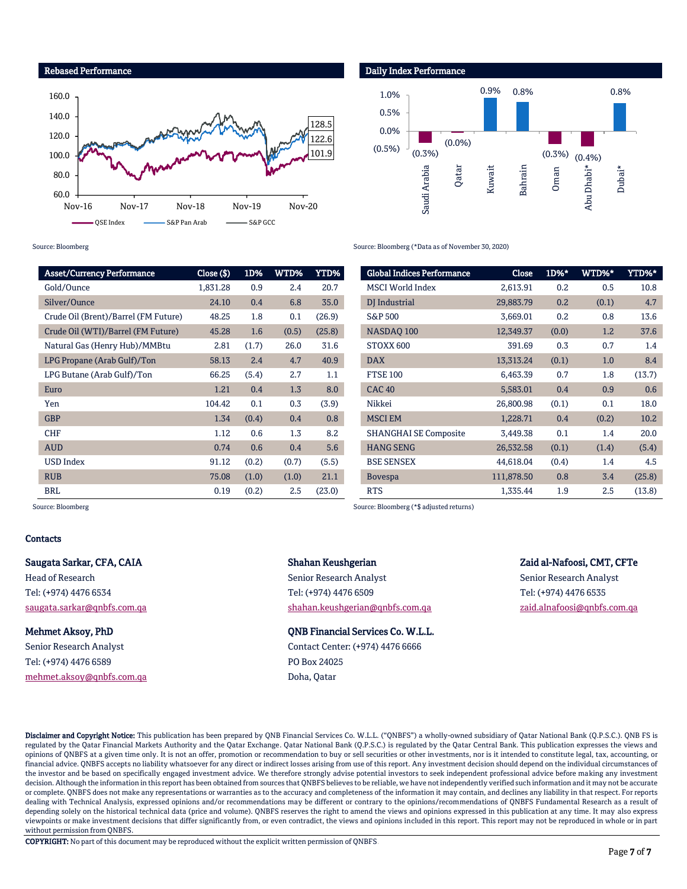**Rebased Performance**

160.0
140.0
120.0
100.0
80.0
60.0

Nov-16 Nov-17 Nov-18 Nov-19 Nov-20

128.5
122.6
101.9

QSE Index S&P Pan Arab S&P GCC

Source: Bloomberg

**Daily Index Performance**

1.0%
0.5%
0.0%
(0.5%)

(0.3%) (0.0%) 0.9% 0.8% (0.3%) (0.4%) 0.8%

Saudi Arabia Qatar Kuwait Bahrain Oman Abu Dhabi* Dubai*

Source: Bloomberg (*Data as of November 30, 2020)

| Asset/Currency Performance | Close ($) | 1D% | WTD% | YTD% |
|---|---|---|---|---|
| Gold/Ounce | 1,831.28 | 0.9 | 2.4 | 20.7 |
| Silver/Ounce | 24.10 | 0.4 | 6.8 | 35.0 |
| Crude Oil (Brent)/Barrel (FM Future) | 48.25 | 1.8 | 0.1 | (26.9) |
| Crude Oil (WTI)/Barrel (FM Future) | 45.28 | 1.6 | (0.5) | (25.8) |
| Natural Gas (Henry Hub)/MMBtu | 2.81 | (1.7) | 26.0 | 31.6 |
| LPG Propane (Arab Gulf)/Ton | 58.13 | 2.4 | 4.7 | 40.9 |
| LPG Butane (Arab Gulf)/Ton | 66.25 | (5.4) | 2.7 | 1.1 |
| Euro | 1.21 | 0.4 | 1.3 | 8.0 |
| Yen | 104.42 | 0.1 | 0.3 | (3.9) |
| GBP | 1.34 | (0.4) | 0.4 | 0.8 |
| CHF | 1.12 | 0.6 | 1.3 | 8.2 |
| AUD | 0.74 | 0.6 | 0.4 | 5.6 |
| USD Index | 91.12 | (0.2) | (0.7) | (5.5) |
| RUB | 75.08 | (1.0) | (1.0) | 21.1 |
| BRL | 0.19 | (0.2) | 2.5 | (23.0) |

Source: Bloomberg

| Global Indices Performance | Close | 1D%* | WTD%* | YTD%* |
|---|---|---|---|---|
| MSCI World Index | 2,613.91 | 0.2 | 0.5 | 10.8 |
| DJ Industrial | 29,883.79 | 0.2 | (0.1) | 4.7 |
| S&P 500 | 3,669.01 | 0.2 | 0.8 | 13.6 |
| NASDAQ 100 | 12,349.37 | (0.0) | 1.2 | 37.6 |
| STOXX 600 | 391.69 | 0.3 | 0.7 | 1.4 |
| DAX | 13,313.24 | (0.1) | 1.0 | 8.4 |
| FTSE 100 | 6,463.39 | 0.7 | 1.8 | (13.7) |
| CAC 40 | 5,583.01 | 0.4 | 0.9 | 0.6 |
| Nikkei | 26,800.98 | (0.1) | 0.1 | 18.0 |
| MSCI EM | 1,228.71 | 0.4 | (0.2) | 10.2 |
| SHANGHAI SE Composite | 3,449.38 | 0.1 | 1.4 | 20.0 |
| HANG SENG | 26,532.58 | (0.1) | (1.4) | (5.4) |
| BSE SENSEX | 44,618.04 | (0.4) | 1.4 | 4.5 |
| Bovespa | 111,878.50 | 0.8 | 3.4 | (25.8) |
| RTS | 1,335.44 | 1.9 | 2.5 | (13.8) |

Source: Bloomberg (*$ adjusted returns)

## Contacts

**Saugata Sarkar, CFA, CAIA**
Head of Research
Tel: (+974) 4476 6534
saugata.sarkar@qnbfs.com.qa

**Shahan Keushgerian**
Senior Research Analyst
Tel: (+974) 4476 6509
shahan.keushgerian@qnbfs.com.qa

**Zaid al-Nafoosi, CMT, CFTe**
Senior Research Analyst
Tel: (+974) 4476 6535
zaid.alnafoosi@qnbfs.com.qa

**Mehmet Aksoy, PhD**
Senior Research Analyst
Tel: (+974) 4476 6589
mehmet.aksoy@qnbfs.com.qa

**QNB Financial Services Co. W.L.L.**
Contact Center: (+974) 4476 6666
PO Box 24025
Doha, Qatar

**Disclaimer and Copyright Notice:** This publication has been prepared by QNB Financial Services Co. W.L.L. ("QNBFS") a wholly-owned subsidiary of Qatar National Bank (Q.P.S.C.). QNB FS is regulated by the Qatar Financial Markets Authority and the Qatar Exchange. Qatar National Bank (Q.P.S.C.) is regulated by the Qatar Central Bank. This publication expresses the views and opinions of QNBFS at a given time only. It is not an offer, promotion or recommendation to buy or sell securities or other investments, nor is it intended to constitute legal, tax, accounting, or financial advice. QNBFS accepts no liability whatsoever for any direct or indirect losses arising from use of this report. Any investment decision should depend on the individual circumstances of the investor and be based on specifically engaged investment advice. We therefore strongly advise potential investors to seek independent professional advice before making any investment decision. Although the information in this report has been obtained from sources that QNBFS believes to be reliable, we have not independently verified such information and it may not be accurate or complete. QNBFS does not make any representations or warranties as to the accuracy and completeness of the information it may contain, and declines any liability in that respect. For reports dealing with Technical Analysis, expressed opinions and/or recommendations may be different or contrary to the opinions/recommendations of QNBFS Fundamental Research as a result of depending solely on the historical technical data (price and volume). QNBFS reserves the right to amend the views and opinions expressed in this publication at any time. It may also express viewpoints or make investment decisions that differ significantly from, or even contradict, the views and opinions included in this report. This report may not be reproduced in whole or in part without permission from QNBFS.

**COPYRIGHT:** No part of this document may be reproduced without the explicit written permission of QNBFS